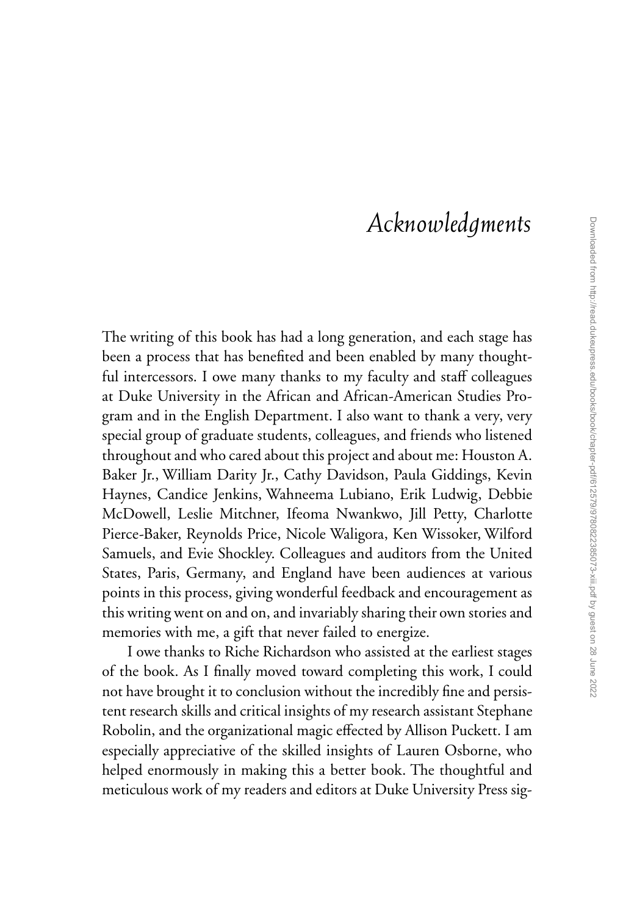# *Acknowledgments*

The writing of this book has had a long generation, and each stage has been a process that has benefited and been enabled by many thoughtful intercessors. I owe many thanks to my faculty and staff colleagues at Duke University in the African and African-American Studies Program and in the English Department. I also want to thank a very, very special group of graduate students, colleagues, and friends who listened throughout and who cared about this project and about me: Houston A. Baker Jr., William Darity Jr., Cathy Davidson, Paula Giddings, Kevin Haynes, Candice Jenkins, Wahneema Lubiano, Erik Ludwig, Debbie McDowell, Leslie Mitchner, Ifeoma Nwankwo, Jill Petty, Charlotte Pierce-Baker, Reynolds Price, Nicole Waligora, Ken Wissoker, Wilford Samuels, and Evie Shockley. Colleagues and auditors from the United States, Paris, Germany, and England have been audiences at various points in this process, giving wonderful feedback and encouragement as this writing went on and on, and invariably sharing their own stories and memories with me, a gift that never failed to energize.

I owe thanks to Riche Richardson who assisted at the earliest stages of the book. As I finally moved toward completing this work, I could not have brought it to conclusion without the incredibly fine and persistent research skills and critical insights of my research assistant Stephane Robolin, and the organizational magic effected by Allison Puckett. I am especially appreciative of the skilled insights of Lauren Osborne, who helped enormously in making this a better book. The thoughtful and meticulous work of my readers and editors at Duke University Press sig-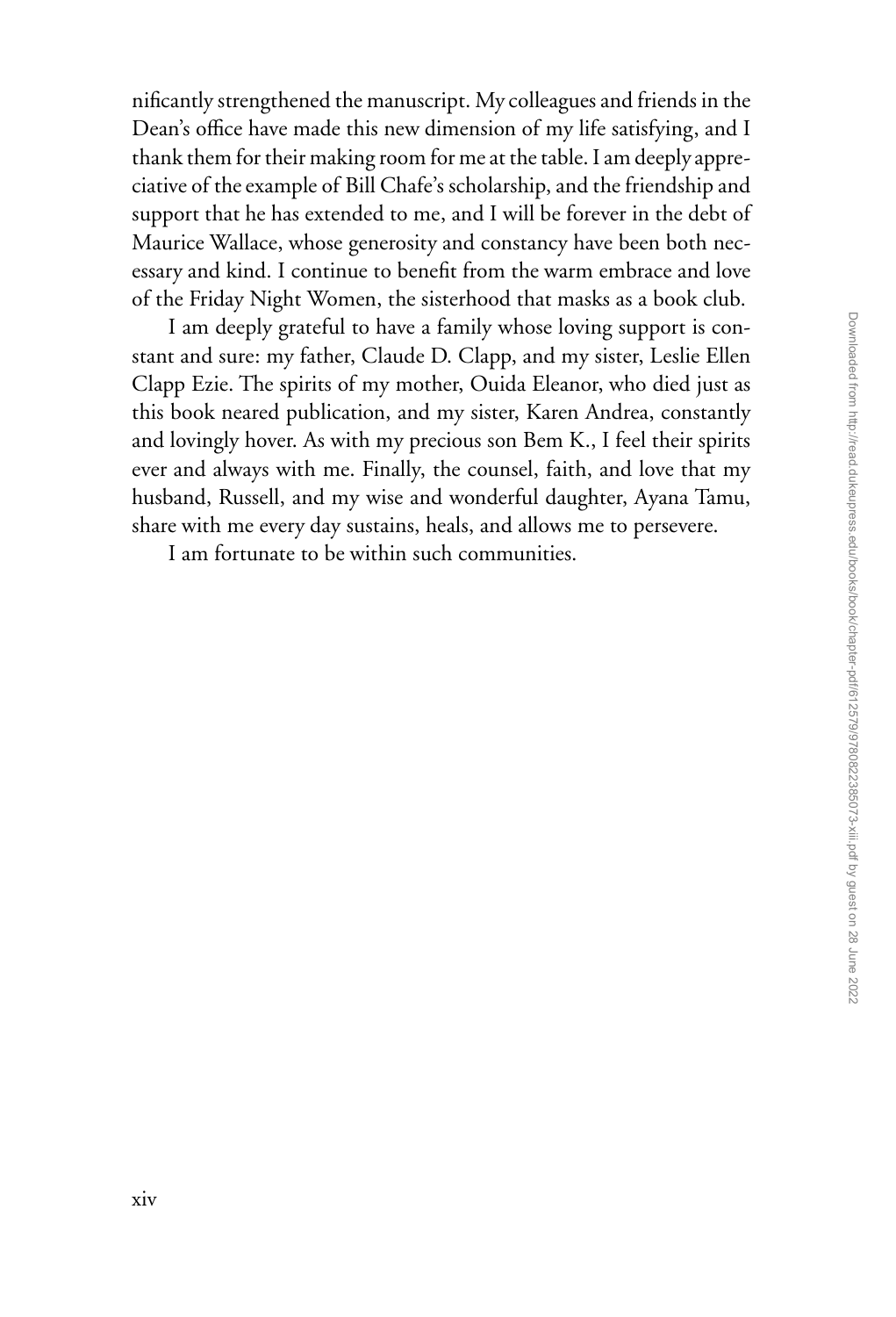nificantly strengthened the manuscript. My colleagues and friends in the Dean's office have made this new dimension of my life satisfying, and I thank them for their making room for me at the table. I am deeply appreciative of the example of Bill Chafe's scholarship, and the friendship and support that he has extended to me, and I will be forever in the debt of Maurice Wallace, whose generosity and constancy have been both necessary and kind. I continue to benefit from the warm embrace and love of the Friday Night Women, the sisterhood that masks as a book club.

I am deeply grateful to have a family whose loving support is constant and sure: my father, Claude D. Clapp, and my sister, Leslie Ellen Clapp Ezie. The spirits of my mother, Ouida Eleanor, who died just as this book neared publication, and my sister, Karen Andrea, constantly and lovingly hover. As with my precious son Bem K., I feel their spirits ever and always with me. Finally, the counsel, faith, and love that my husband, Russell, and my wise and wonderful daughter, Ayana Tamu, share with me every day sustains, heals, and allows me to persevere.

I am fortunate to be within such communities.